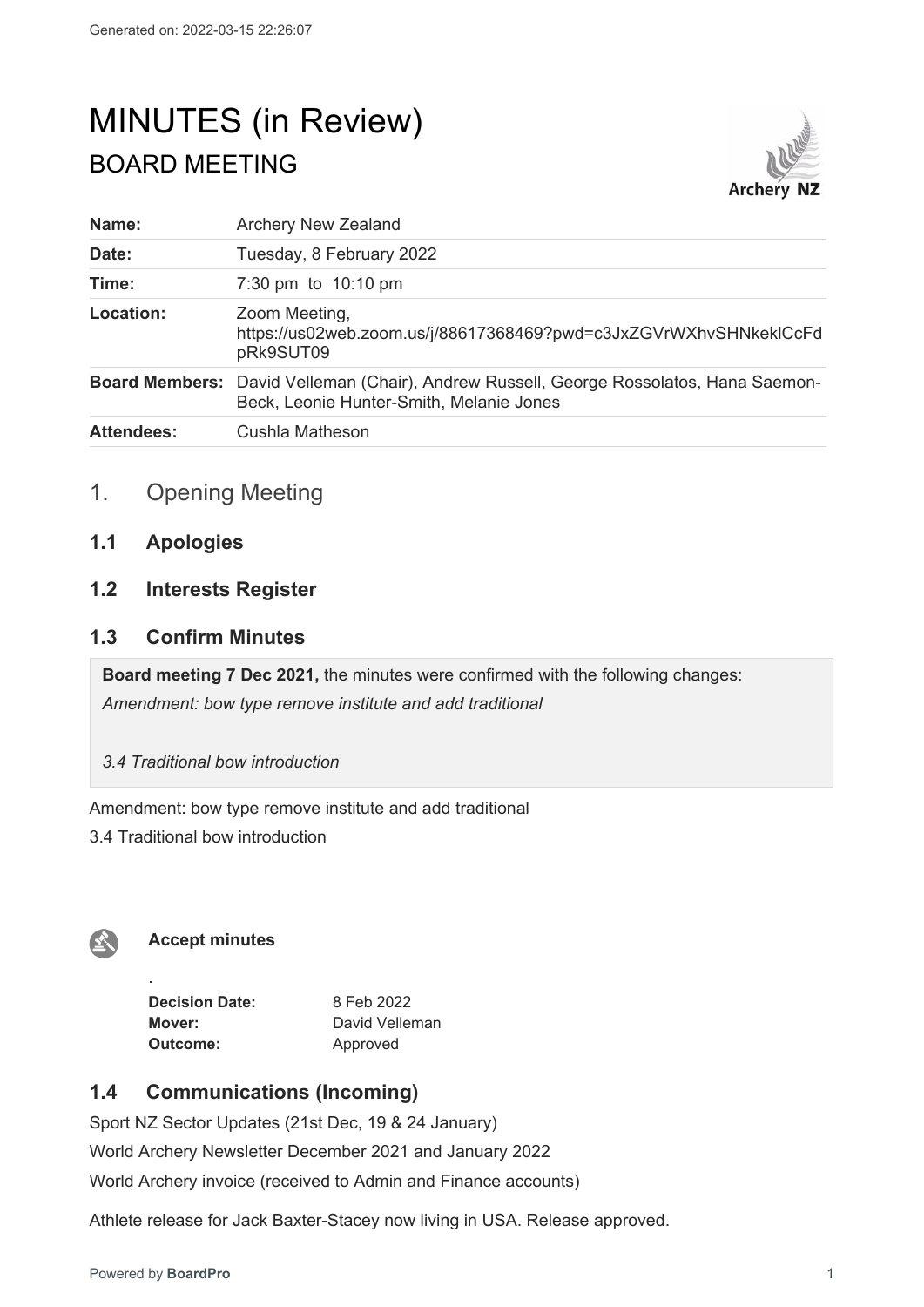Generated on: 2022-03-15 22:26:07

# MINUTES (in Review)

## BOARD MEETING

| | |
|---|---|
| **Name:** | Archery New Zealand |
| **Date:** | Tuesday, 8 February 2022 |
| **Time:** | 7:30 pm to 10:10 pm |
| **Location:** | Zoom Meeting, https://us02web.zoom.us/j/88617368469?pwd=c3JxZGVrWXhvSHNkeklCcFdpRk9SUT09 |
| **Board Members:** | David Velleman (Chair), Andrew Russell, George Rossolatos, Hana Saemon-Beck, Leonie Hunter-Smith, Melanie Jones |
| **Attendees:** | Cushla Matheson |

## 1. Opening Meeting

### 1.1 Apologies

### 1.2 Interests Register

### 1.3 Confirm Minutes

**Board meeting 7 Dec 2021,** the minutes were confirmed with the following changes:

*Amendment: bow type remove institute and add traditional*

*3.4 Traditional bow introduction*

Amendment: bow type remove institute and add traditional

3.4 Traditional bow introduction

**Accept minutes**

.

| | |
|---|---|
| **Decision Date:** | 8 Feb 2022 |
| **Mover:** | David Velleman |
| **Outcome:** | Approved |

### 1.4 Communications (Incoming)

Sport NZ Sector Updates (21st Dec, 19 & 24 January)

World Archery Newsletter December 2021 and January 2022

World Archery invoice (received to Admin and Finance accounts)

Athlete release for Jack Baxter-Stacey now living in USA. Release approved.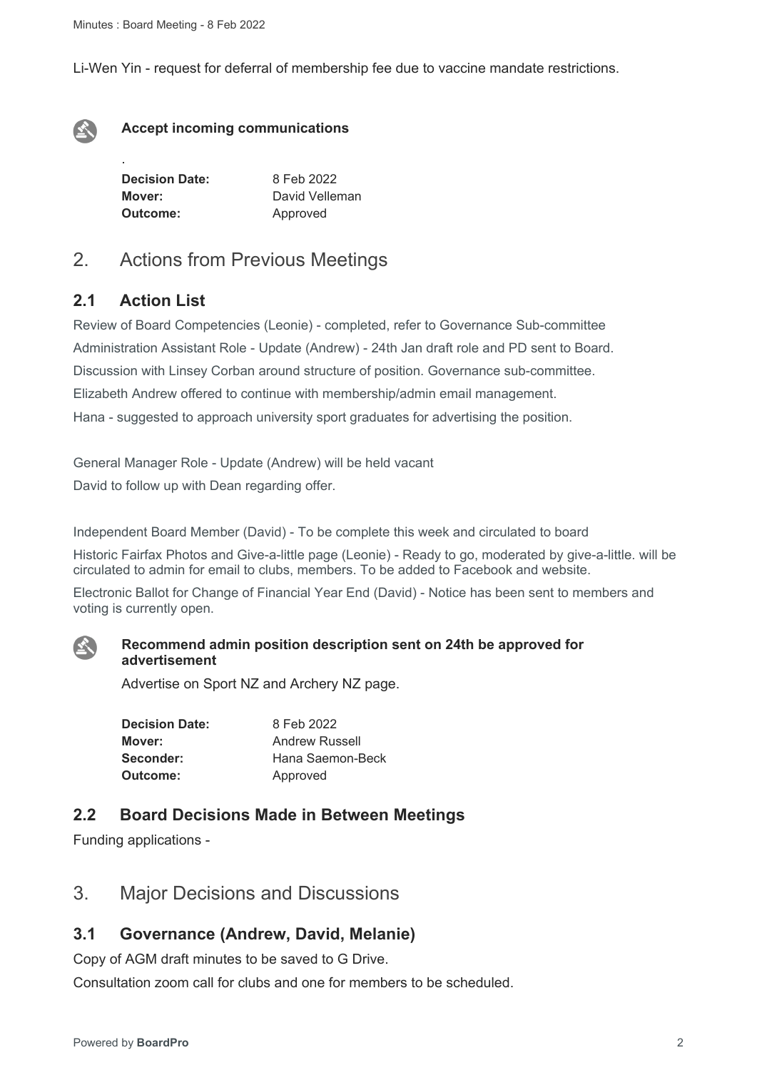Li-Wen Yin - request for deferral of membership fee due to vaccine mandate restrictions.

**Accept incoming communications**

.

| | |
|---|---|
| **Decision Date:** | 8 Feb 2022 |
| **Mover:** | David Velleman |
| **Outcome:** | Approved |

# 2. Actions from Previous Meetings

## 2.1 Action List

Review of Board Competencies (Leonie) - completed, refer to Governance Sub-committee

Administration Assistant Role - Update (Andrew) - 24th Jan draft role and PD sent to Board.

Discussion with Linsey Corban around structure of position. Governance sub-committee.

Elizabeth Andrew offered to continue with membership/admin email management.

Hana - suggested to approach university sport graduates for advertising the position.

General Manager Role - Update (Andrew) will be held vacant

David to follow up with Dean regarding offer.

Independent Board Member (David) - To be complete this week and circulated to board

Historic Fairfax Photos and Give-a-little page (Leonie) - Ready to go, moderated by give-a-little. will be circulated to admin for email to clubs, members. To be added to Facebook and website.

Electronic Ballot for Change of Financial Year End (David) - Notice has been sent to members and voting is currently open.

**Recommend admin position description sent on 24th be approved for advertisement**

Advertise on Sport NZ and Archery NZ page.

| | |
|---|---|
| **Decision Date:** | 8 Feb 2022 |
| **Mover:** | Andrew Russell |
| **Seconder:** | Hana Saemon-Beck |
| **Outcome:** | Approved |

## 2.2 Board Decisions Made in Between Meetings

Funding applications -

# 3. Major Decisions and Discussions

## 3.1 Governance (Andrew, David, Melanie)

Copy of AGM draft minutes to be saved to G Drive.

Consultation zoom call for clubs and one for members to be scheduled.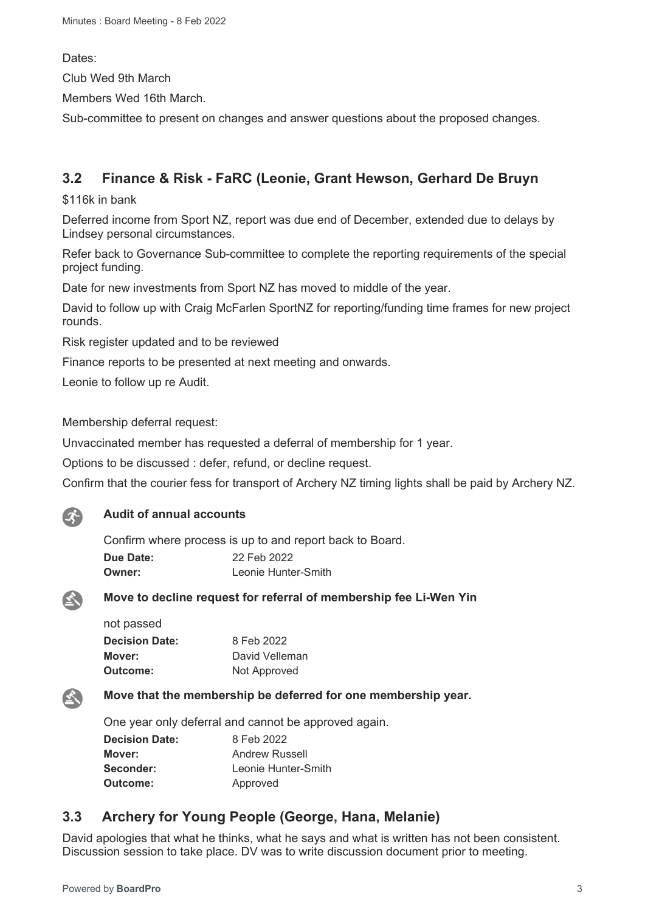Dates:

Club Wed 9th March

Members Wed 16th March.

Sub-committee to present on changes and answer questions about the proposed changes.

## 3.2 Finance & Risk - FaRC (Leonie, Grant Hewson, Gerhard De Bruyn

$116k in bank

Deferred income from Sport NZ, report was due end of December, extended due to delays by Lindsey personal circumstances.

Refer back to Governance Sub-committee to complete the reporting requirements of the special project funding.

Date for new investments from Sport NZ has moved to middle of the year.

David to follow up with Craig McFarlen SportNZ for reporting/funding time frames for new project rounds.

Risk register updated and to be reviewed

Finance reports to be presented at next meeting and onwards.

Leonie to follow up re Audit.

Membership deferral request:

Unvaccinated member has requested a deferral of membership for 1 year.

Options to be discussed : defer, refund, or decline request.

Confirm that the courier fess for transport of Archery NZ timing lights shall be paid by Archery NZ.

**Audit of annual accounts**

Confirm where process is up to and report back to Board.

| | |
|---|---|
| **Due Date:** | 22 Feb 2022 |
| **Owner:** | Leonie Hunter-Smith |

**Move to decline request for referral of membership fee Li-Wen Yin**

not passed

| | |
|---|---|
| **Decision Date:** | 8 Feb 2022 |
| **Mover:** | David Velleman |
| **Outcome:** | Not Approved |

**Move that the membership be deferred for one membership year.**

One year only deferral and cannot be approved again.

| | |
|---|---|
| **Decision Date:** | 8 Feb 2022 |
| **Mover:** | Andrew Russell |
| **Seconder:** | Leonie Hunter-Smith |
| **Outcome:** | Approved |

## 3.3 Archery for Young People (George, Hana, Melanie)

David apologies that what he thinks, what he says and what is written has not been consistent. Discussion session to take place. DV was to write discussion document prior to meeting.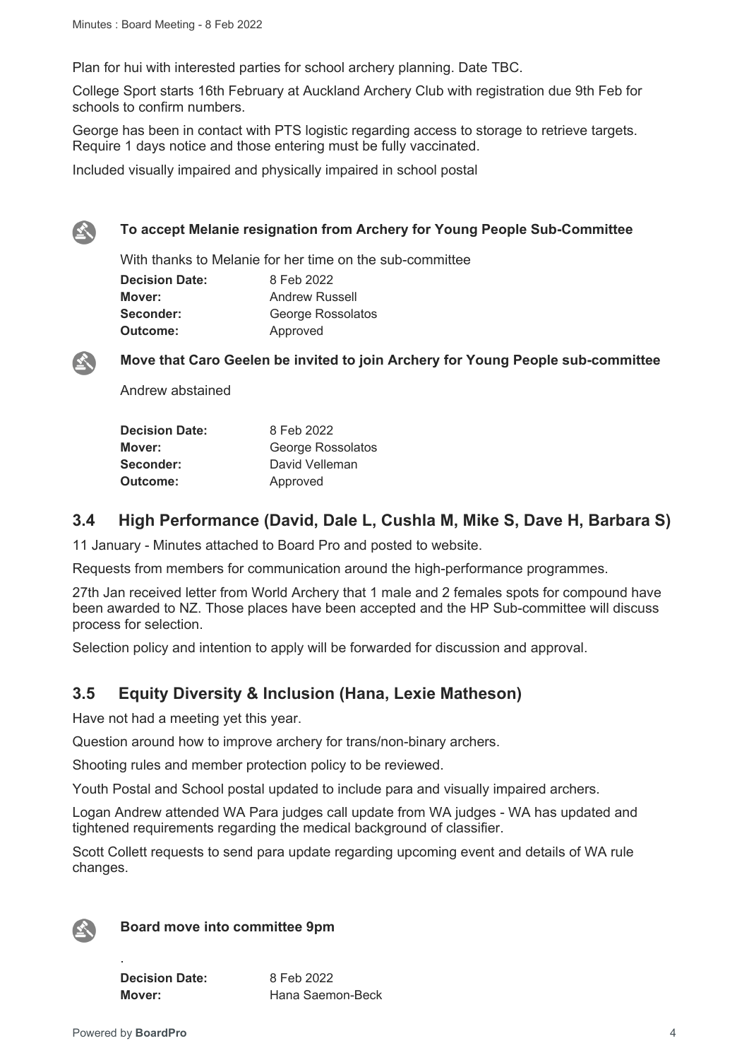Plan for hui with interested parties for school archery planning. Date TBC.

College Sport starts 16th February at Auckland Archery Club with registration due 9th Feb for schools to confirm numbers.

George has been in contact with PTS logistic regarding access to storage to retrieve targets. Require 1 days notice and those entering must be fully vaccinated.

Included visually impaired and physically impaired in school postal

**To accept Melanie resignation from Archery for Young People Sub-Committee**

With thanks to Melanie for her time on the sub-committee

| | |
|---|---|
| **Decision Date:** | 8 Feb 2022 |
| **Mover:** | Andrew Russell |
| **Seconder:** | George Rossolatos |
| **Outcome:** | Approved |

**Move that Caro Geelen be invited to join Archery for Young People sub-committee**

Andrew abstained

| | |
|---|---|
| **Decision Date:** | 8 Feb 2022 |
| **Mover:** | George Rossolatos |
| **Seconder:** | David Velleman |
| **Outcome:** | Approved |

## 3.4 High Performance (David, Dale L, Cushla M, Mike S, Dave H, Barbara S)

11 January - Minutes attached to Board Pro and posted to website.

Requests from members for communication around the high-performance programmes.

27th Jan received letter from World Archery that 1 male and 2 females spots for compound have been awarded to NZ. Those places have been accepted and the HP Sub-committee will discuss process for selection.

Selection policy and intention to apply will be forwarded for discussion and approval.

## 3.5 Equity Diversity & Inclusion (Hana, Lexie Matheson)

Have not had a meeting yet this year.

Question around how to improve archery for trans/non-binary archers.

Shooting rules and member protection policy to be reviewed.

Youth Postal and School postal updated to include para and visually impaired archers.

Logan Andrew attended WA Para judges call update from WA judges - WA has updated and tightened requirements regarding the medical background of classifier.

Scott Collett requests to send para update regarding upcoming event and details of WA rule changes.

**Board move into committee 9pm**

.

| | |
|---|---|
| **Decision Date:** | 8 Feb 2022 |
| **Mover:** | Hana Saemon-Beck |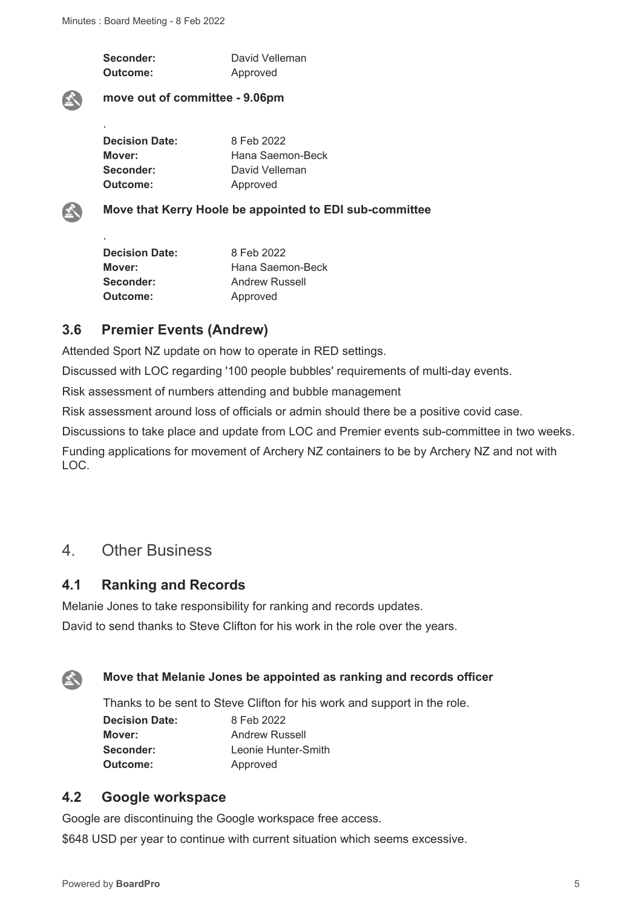**Seconder:** David Velleman
**Outcome:** Approved

**move out of committee - 9.06pm**

.

**Decision Date:** 8 Feb 2022
**Mover:** Hana Saemon-Beck
**Seconder:** David Velleman
**Outcome:** Approved

**Move that Kerry Hoole be appointed to EDI sub-committee**

.

**Decision Date:** 8 Feb 2022
**Mover:** Hana Saemon-Beck
**Seconder:** Andrew Russell
**Outcome:** Approved

### 3.6 Premier Events (Andrew)

Attended Sport NZ update on how to operate in RED settings.

Discussed with LOC regarding '100 people bubbles' requirements of multi-day events.

Risk assessment of numbers attending and bubble management

Risk assessment around loss of officials or admin should there be a positive covid case.

Discussions to take place and update from LOC and Premier events sub-committee in two weeks.

Funding applications for movement of Archery NZ containers to be by Archery NZ and not with LOC.

## 4. Other Business

### 4.1 Ranking and Records

Melanie Jones to take responsibility for ranking and records updates.

David to send thanks to Steve Clifton for his work in the role over the years.

**Move that Melanie Jones be appointed as ranking and records officer**

Thanks to be sent to Steve Clifton for his work and support in the role.

**Decision Date:** 8 Feb 2022
**Mover:** Andrew Russell
**Seconder:** Leonie Hunter-Smith
**Outcome:** Approved

### 4.2 Google workspace

Google are discontinuing the Google workspace free access.

$648 USD per year to continue with current situation which seems excessive.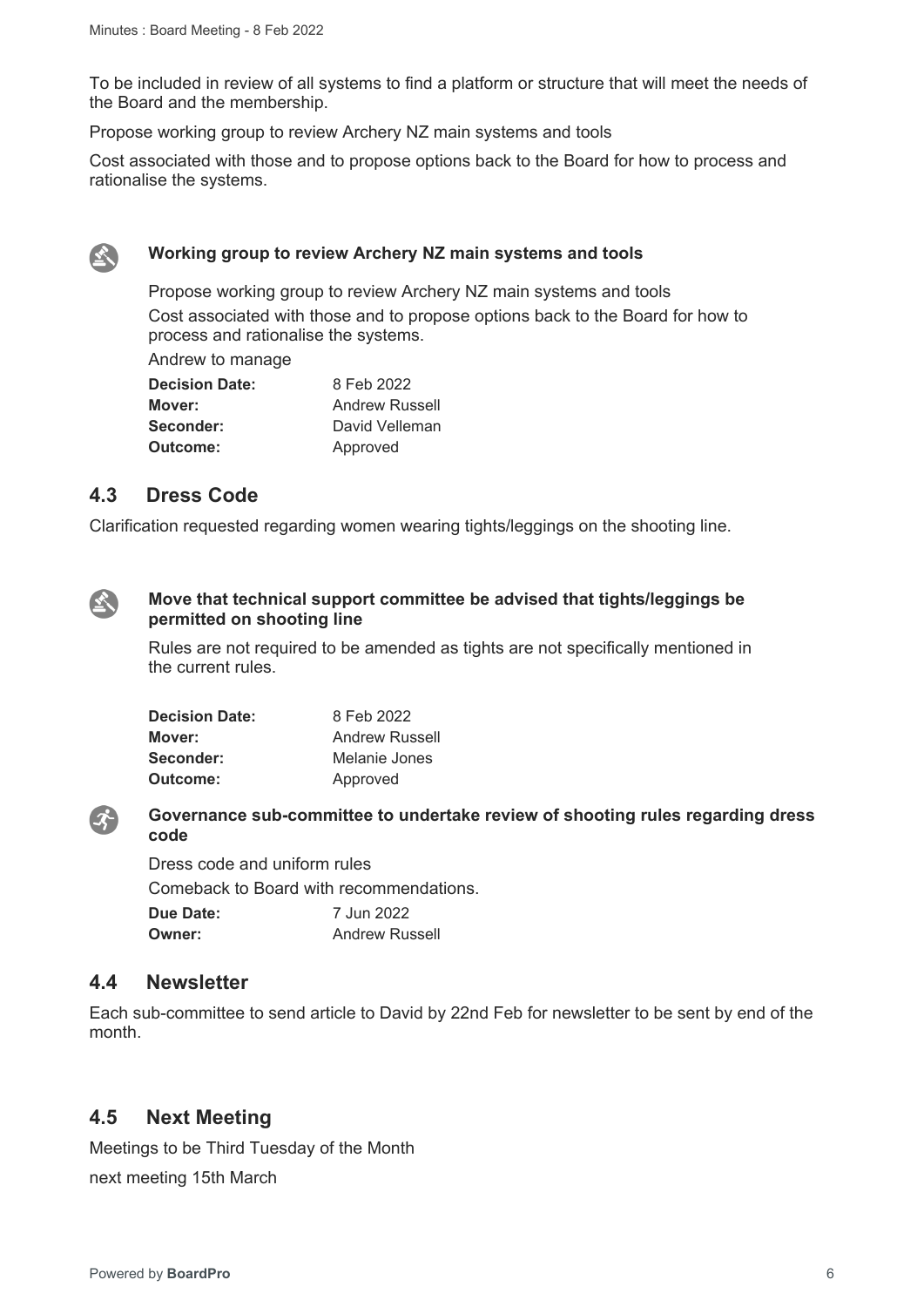To be included in review of all systems to find a platform or structure that will meet the needs of the Board and the membership.

Propose working group to review Archery NZ main systems and tools

Cost associated with those and to propose options back to the Board for how to process and rationalise the systems.

**Working group to review Archery NZ main systems and tools**

Propose working group to review Archery NZ main systems and tools

Cost associated with those and to propose options back to the Board for how to process and rationalise the systems.

Andrew to manage

**Decision Date:** 8 Feb 2022
**Mover:** Andrew Russell
**Seconder:** David Velleman
**Outcome:** Approved

## 4.3 Dress Code

Clarification requested regarding women wearing tights/leggings on the shooting line.

**Move that technical support committee be advised that tights/leggings be permitted on shooting line**

Rules are not required to be amended as tights are not specifically mentioned in the current rules.

**Decision Date:** 8 Feb 2022
**Mover:** Andrew Russell
**Seconder:** Melanie Jones
**Outcome:** Approved

**Governance sub-committee to undertake review of shooting rules regarding dress code**

Dress code and uniform rules

Comeback to Board with recommendations.

**Due Date:** 7 Jun 2022
**Owner:** Andrew Russell

## 4.4 Newsletter

Each sub-committee to send article to David by 22nd Feb for newsletter to be sent by end of the month.

## 4.5 Next Meeting

Meetings to be Third Tuesday of the Month

next meeting 15th March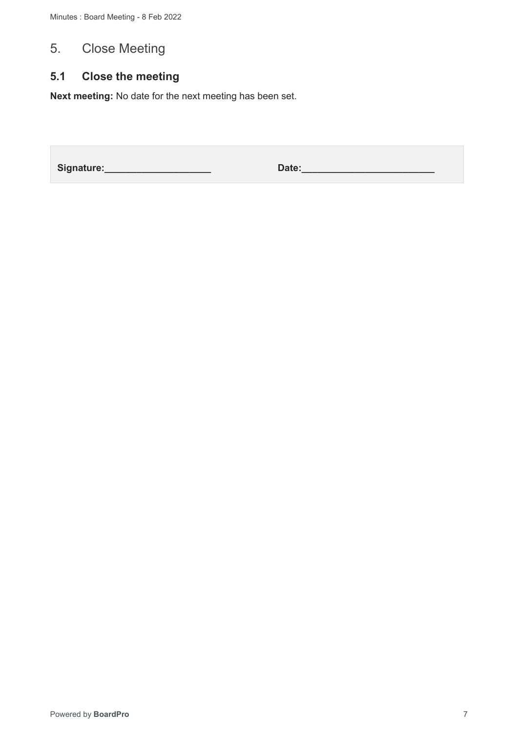# 5. Close Meeting

## 5.1 Close the meeting

**Next meeting:** No date for the next meeting has been set.

**Signature:____________________** **Date:________________________**